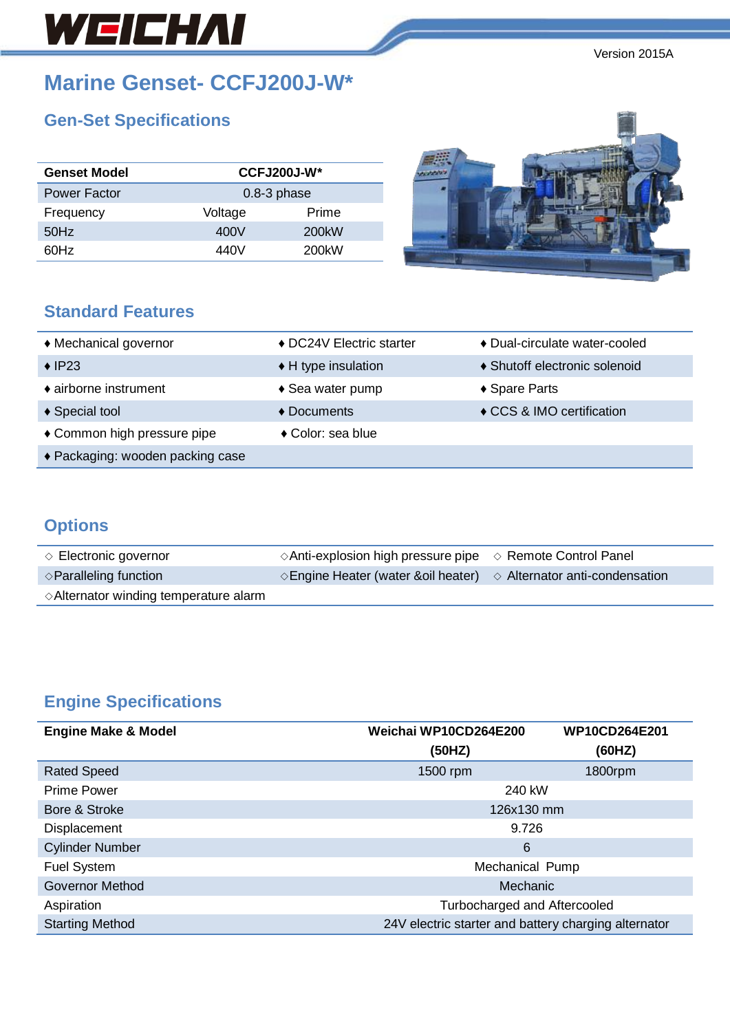WEICHAI

Version 2015A

# Marine Genset- CCFJ200J-W*

## Gen-Set Specifications

| Genset Model | CCFJ200J-W* | |
|---|---|---|
| Power Factor | 0.8-3 phase | |
| Frequency | Voltage | Prime |
| 50Hz | 400V | 200kW |
| 60Hz | 440V | 200kW |

## Standard Features

| | | |
|---|---|---|
| ♦ Mechanical governor | ♦ DC24V Electric starter | ♦ Dual-circulate water-cooled |
| ♦ IP23 | ♦ H type insulation | ♦ Shutoff electronic solenoid |
| ♦ airborne instrument | ♦ Sea water pump | ♦ Spare Parts |
| ♦ Special tool | ♦ Documents | ♦ CCS & IMO certification |
| ♦ Common high pressure pipe | ♦ Color: sea blue | |
| ♦ Packaging: wooden packing case | | |

## Options

| | | |
|---|---|---|
| ◇ Electronic governor | ◇Anti-explosion high pressure pipe | ◇ Remote Control Panel |
| ◇Paralleling function | ◇Engine Heater (water &oil heater) | ◇ Alternator anti-condensation |
| ◇Alternator winding temperature alarm | | |

## Engine Specifications

| Engine Make & Model | Weichai WP10CD264E200 (50HZ) | WP10CD264E201 (60HZ) |
|---|---|---|
| Rated Speed | 1500 rpm | 1800rpm |
| Prime Power | 240 kW | |
| Bore & Stroke | 126x130 mm | |
| Displacement | 9.726 | |
| Cylinder Number | 6 | |
| Fuel System | Mechanical Pump | |
| Governor Method | Mechanic | |
| Aspiration | Turbocharged and Aftercooled | |
| Starting Method | 24V electric starter and battery charging alternator | |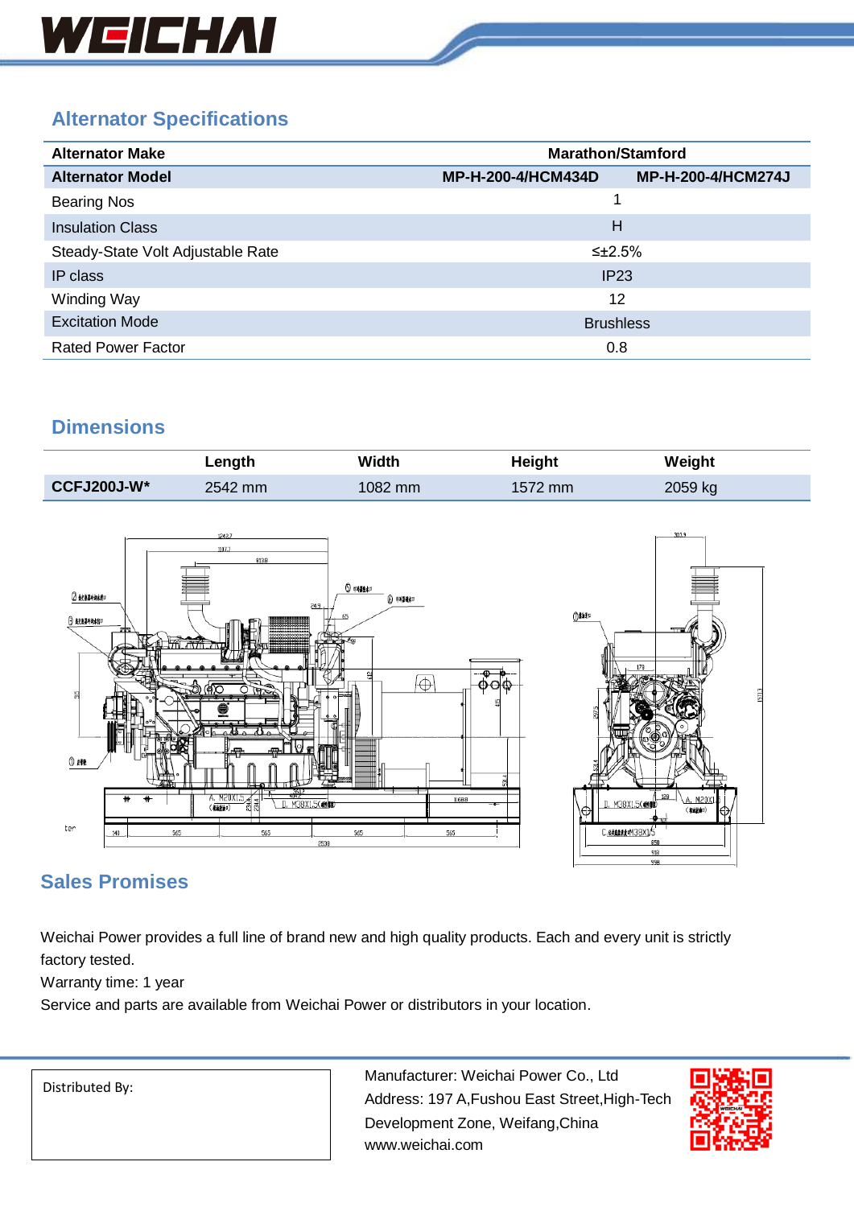## Alternator Specifications

| Alternator Make | Marathon/Stamford | |
|---|---|---|
| **Alternator Model** | **MP-H-200-4/HCM434D** | **MP-H-200-4/HCM274J** |
| Bearing Nos | 1 | |
| Insulation Class | H | |
| Steady-State Volt Adjustable Rate | ≤±2.5% | |
| IP class | IP23 | |
| Winding Way | 12 | |
| Excitation Mode | Brushless | |
| Rated Power Factor | 0.8 | |

## Dimensions

| | Length | Width | Height | Weight |
|---|---|---|---|---|
| **CCFJ200J-W*** | 2542 mm | 1082 mm | 1572 mm | 2059 kg |

## Sales Promises

Weichai Power provides a full line of brand new and high quality products. Each and every unit is strictly factory tested.

Warranty time: 1 year

Service and parts are available from Weichai Power or distributors in your location.

Distributed By:

Manufacturer: Weichai Power Co., Ltd

Address: 197 A,Fushou East Street,High-Tech Development Zone, Weifang,China

www.weichai.com